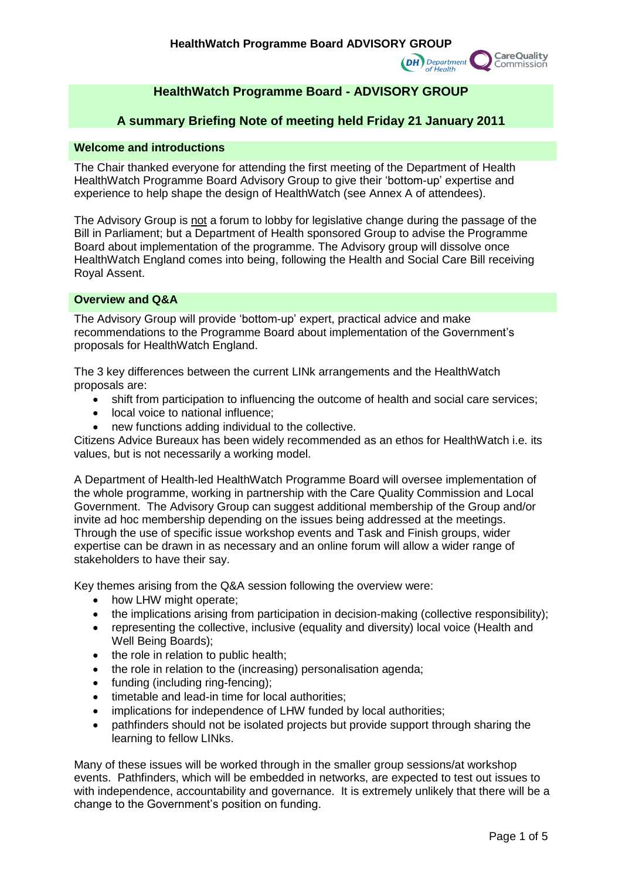# HealthWatch Programme Board - ADVISORY GROUP

## A summary Briefing Note of meeting held Friday 21 January 2011

### Welcome and introductions

The Chair thanked everyone for attending the first meeting of the Department of Health HealthWatch Programme Board Advisory Group to give their 'bottom-up' expertise and experience to help shape the design of HealthWatch (see Annex A of attendees).

The Advisory Group is not a forum to lobby for legislative change during the passage of the Bill in Parliament; but a Department of Health sponsored Group to advise the Programme Board about implementation of the programme. The Advisory group will dissolve once HealthWatch England comes into being, following the Health and Social Care Bill receiving Royal Assent.

### Overview and Q&A

The Advisory Group will provide 'bottom-up' expert, practical advice and make recommendations to the Programme Board about implementation of the Government's proposals for HealthWatch England.

The 3 key differences between the current LINk arrangements and the HealthWatch proposals are:

- shift from participation to influencing the outcome of health and social care services;
- local voice to national influence;
- new functions adding individual to the collective.

Citizens Advice Bureaux has been widely recommended as an ethos for HealthWatch i.e. its values, but is not necessarily a working model.

A Department of Health-led HealthWatch Programme Board will oversee implementation of the whole programme, working in partnership with the Care Quality Commission and Local Government. The Advisory Group can suggest additional membership of the Group and/or invite ad hoc membership depending on the issues being addressed at the meetings. Through the use of specific issue workshop events and Task and Finish groups, wider expertise can be drawn in as necessary and an online forum will allow a wider range of stakeholders to have their say.

Key themes arising from the Q&A session following the overview were:

- how LHW might operate;
- the implications arising from participation in decision-making (collective responsibility);
- representing the collective, inclusive (equality and diversity) local voice (Health and Well Being Boards);
- the role in relation to public health;
- the role in relation to the (increasing) personalisation agenda;
- funding (including ring-fencing);
- timetable and lead-in time for local authorities;
- implications for independence of LHW funded by local authorities;
- pathfinders should not be isolated projects but provide support through sharing the learning to fellow LINks.

Many of these issues will be worked through in the smaller group sessions/at workshop events. Pathfinders, which will be embedded in networks, are expected to test out issues to with independence, accountability and governance. It is extremely unlikely that there will be a change to the Government's position on funding.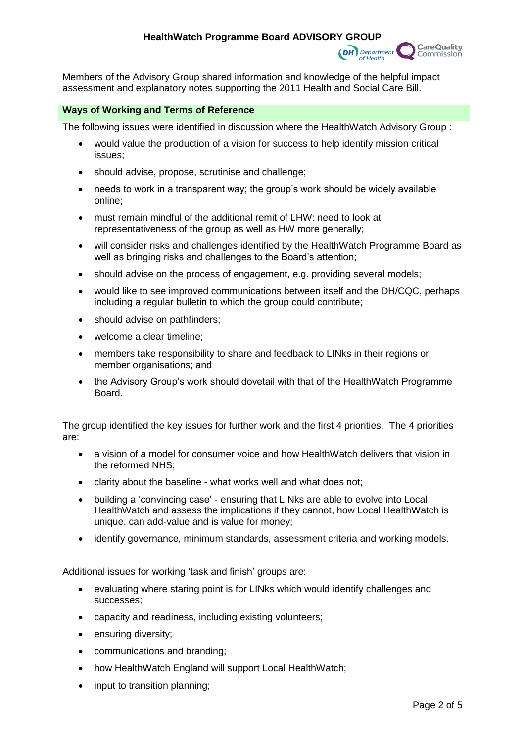Members of the Advisory Group shared information and knowledge of the helpful impact assessment and explanatory notes supporting the 2011 Health and Social Care Bill.

## Ways of Working and Terms of Reference

The following issues were identified in discussion where the HealthWatch Advisory Group :

- would value the production of a vision for success to help identify mission critical issues;
- should advise, propose, scrutinise and challenge;
- needs to work in a transparent way; the group's work should be widely available online;
- must remain mindful of the additional remit of LHW: need to look at representativeness of the group as well as HW more generally;
- will consider risks and challenges identified by the HealthWatch Programme Board as well as bringing risks and challenges to the Board's attention;
- should advise on the process of engagement, e.g. providing several models;
- would like to see improved communications between itself and the DH/CQC, perhaps including a regular bulletin to which the group could contribute;
- should advise on pathfinders;
- welcome a clear timeline;
- members take responsibility to share and feedback to LINks in their regions or member organisations; and
- the Advisory Group's work should dovetail with that of the HealthWatch Programme Board.

The group identified the key issues for further work and the first 4 priorities. The 4 priorities are:

- a vision of a model for consumer voice and how HealthWatch delivers that vision in the reformed NHS;
- clarity about the baseline - what works well and what does not;
- building a 'convincing case' - ensuring that LINks are able to evolve into Local HealthWatch and assess the implications if they cannot, how Local HealthWatch is unique, can add-value and is value for money;
- identify governance, minimum standards, assessment criteria and working models.

Additional issues for working 'task and finish' groups are:

- evaluating where staring point is for LINks which would identify challenges and successes;
- capacity and readiness, including existing volunteers;
- ensuring diversity;
- communications and branding;
- how HealthWatch England will support Local HealthWatch;
- input to transition planning;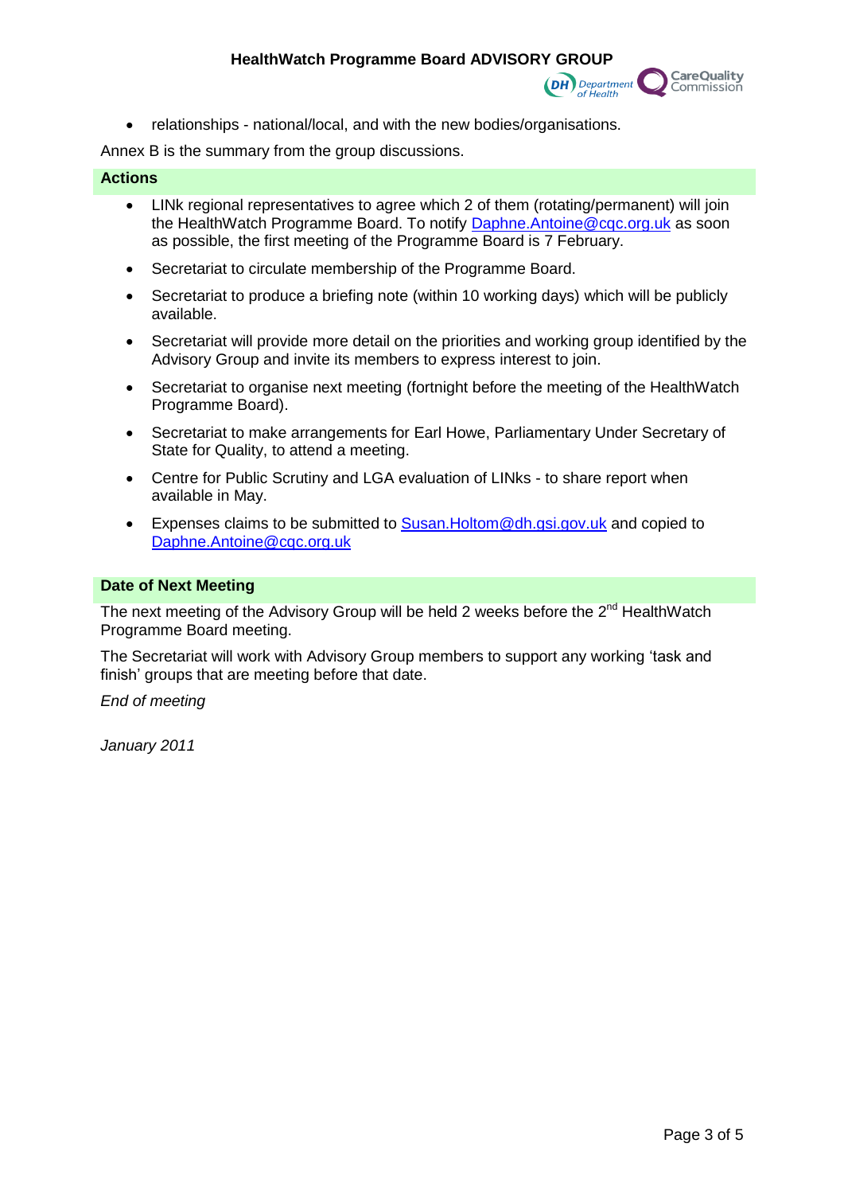- relationships - national/local, and with the new bodies/organisations.

Annex B is the summary from the group discussions.

## Actions

- LINk regional representatives to agree which 2 of them (rotating/permanent) will join the HealthWatch Programme Board. To notify Daphne.Antoine@cqc.org.uk as soon as possible, the first meeting of the Programme Board is 7 February.
- Secretariat to circulate membership of the Programme Board.
- Secretariat to produce a briefing note (within 10 working days) which will be publicly available.
- Secretariat will provide more detail on the priorities and working group identified by the Advisory Group and invite its members to express interest to join.
- Secretariat to organise next meeting (fortnight before the meeting of the HealthWatch Programme Board).
- Secretariat to make arrangements for Earl Howe, Parliamentary Under Secretary of State for Quality, to attend a meeting.
- Centre for Public Scrutiny and LGA evaluation of LINks - to share report when available in May.
- Expenses claims to be submitted to Susan.Holtom@dh.gsi.gov.uk and copied to Daphne.Antoine@cqc.org.uk

## Date of Next Meeting

The next meeting of the Advisory Group will be held 2 weeks before the 2nd HealthWatch Programme Board meeting.

The Secretariat will work with Advisory Group members to support any working 'task and finish' groups that are meeting before that date.

*End of meeting*

*January 2011*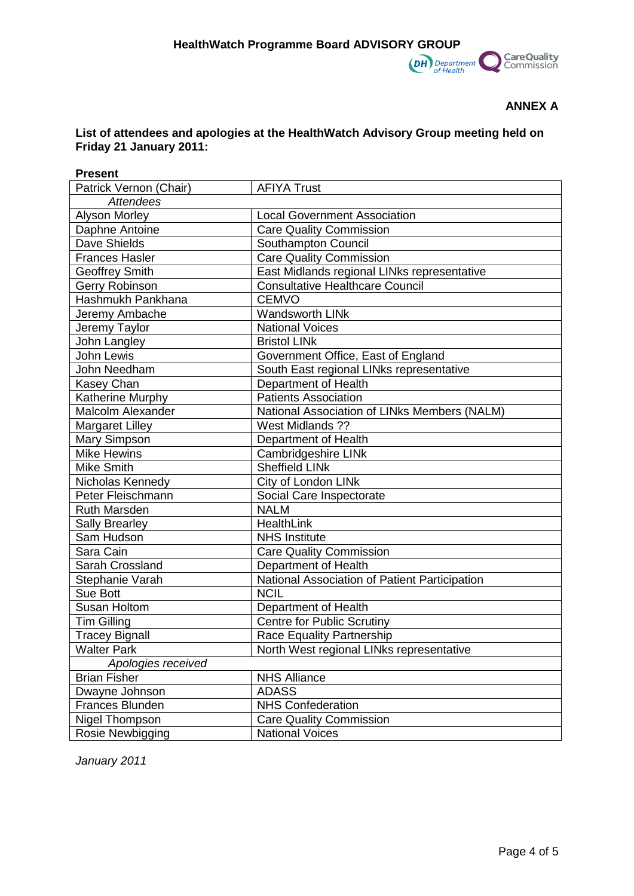**ANNEX A**

**List of attendees and apologies at the HealthWatch Advisory Group meeting held on Friday 21 January 2011:**

**Present**

| Patrick Vernon (Chair) | AFIYA Trust |
|---|---|
| *Attendees* | |
| Alyson Morley | Local Government Association |
| Daphne Antoine | Care Quality Commission |
| Dave Shields | Southampton Council |
| Frances Hasler | Care Quality Commission |
| Geoffrey Smith | East Midlands regional LINks representative |
| Gerry Robinson | Consultative Healthcare Council |
| Hashmukh Pankhana | CEMVO |
| Jeremy Ambache | Wandsworth LINk |
| Jeremy Taylor | National Voices |
| John Langley | Bristol LINk |
| John Lewis | Government Office, East of England |
| John Needham | South East regional LINks representative |
| Kasey Chan | Department of Health |
| Katherine Murphy | Patients Association |
| Malcolm Alexander | National Association of LINks Members (NALM) |
| Margaret Lilley | West Midlands ?? |
| Mary Simpson | Department of Health |
| Mike Hewins | Cambridgeshire LINk |
| Mike Smith | Sheffield LINk |
| Nicholas Kennedy | City of London LINk |
| Peter Fleischmann | Social Care Inspectorate |
| Ruth Marsden | NALM |
| Sally Brearley | HealthLink |
| Sam Hudson | NHS Institute |
| Sara Cain | Care Quality Commission |
| Sarah Crossland | Department of Health |
| Stephanie Varah | National Association of Patient Participation |
| Sue Bott | NCIL |
| Susan Holtom | Department of Health |
| Tim Gilling | Centre for Public Scrutiny |
| Tracey Bignall | Race Equality Partnership |
| Walter Park | North West regional LINks representative |
| *Apologies received* | |
| Brian Fisher | NHS Alliance |
| Dwayne Johnson | ADASS |
| Frances Blunden | NHS Confederation |
| Nigel Thompson | Care Quality Commission |
| Rosie Newbigging | National Voices |

*January 2011*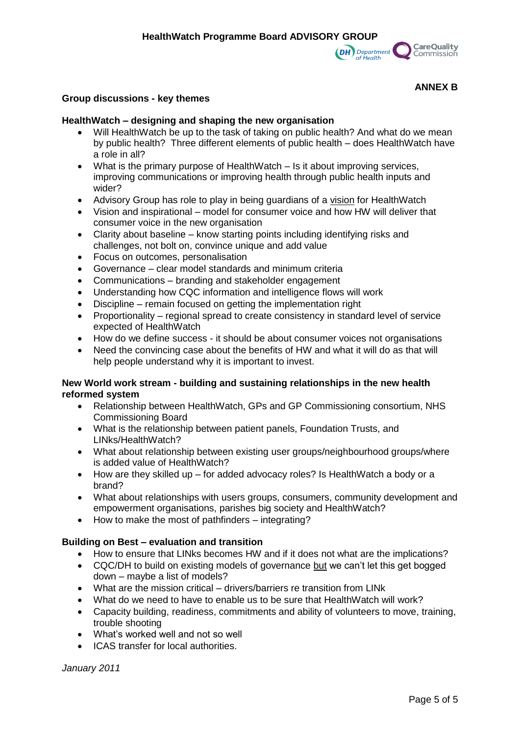**ANNEX B**

**Group discussions - key themes**

**HealthWatch – designing and shaping the new organisation**

- Will HealthWatch be up to the task of taking on public health? And what do we mean by public health? Three different elements of public health – does HealthWatch have a role in all?
- What is the primary purpose of HealthWatch – Is it about improving services, improving communications or improving health through public health inputs and wider?
- Advisory Group has role to play in being guardians of a <u>vision</u> for HealthWatch
- Vision and inspirational – model for consumer voice and how HW will deliver that consumer voice in the new organisation
- Clarity about baseline – know starting points including identifying risks and challenges, not bolt on, convince unique and add value
- Focus on outcomes, personalisation
- Governance – clear model standards and minimum criteria
- Communications – branding and stakeholder engagement
- Understanding how CQC information and intelligence flows will work
- Discipline – remain focused on getting the implementation right
- Proportionality – regional spread to create consistency in standard level of service expected of HealthWatch
- How do we define success - it should be about consumer voices not organisations
- Need the convincing case about the benefits of HW and what it will do as that will help people understand why it is important to invest.

**New World work stream - building and sustaining relationships in the new health reformed system**

- Relationship between HealthWatch, GPs and GP Commissioning consortium, NHS Commissioning Board
- What is the relationship between patient panels, Foundation Trusts, and LINks/HealthWatch?
- What about relationship between existing user groups/neighbourhood groups/where is added value of HealthWatch?
- How are they skilled up – for added advocacy roles? Is HealthWatch a body or a brand?
- What about relationships with users groups, consumers, community development and empowerment organisations, parishes big society and HealthWatch?
- How to make the most of pathfinders – integrating?

**Building on Best – evaluation and transition**

- How to ensure that LINks becomes HW and if it does not what are the implications?
- CQC/DH to build on existing models of governance <u>but</u> we can't let this get bogged down – maybe a list of models?
- What are the mission critical – drivers/barriers re transition from LINk
- What do we need to have to enable us to be sure that HealthWatch will work?
- Capacity building, readiness, commitments and ability of volunteers to move, training, trouble shooting
- What's worked well and not so well
- ICAS transfer for local authorities.

*January 2011*